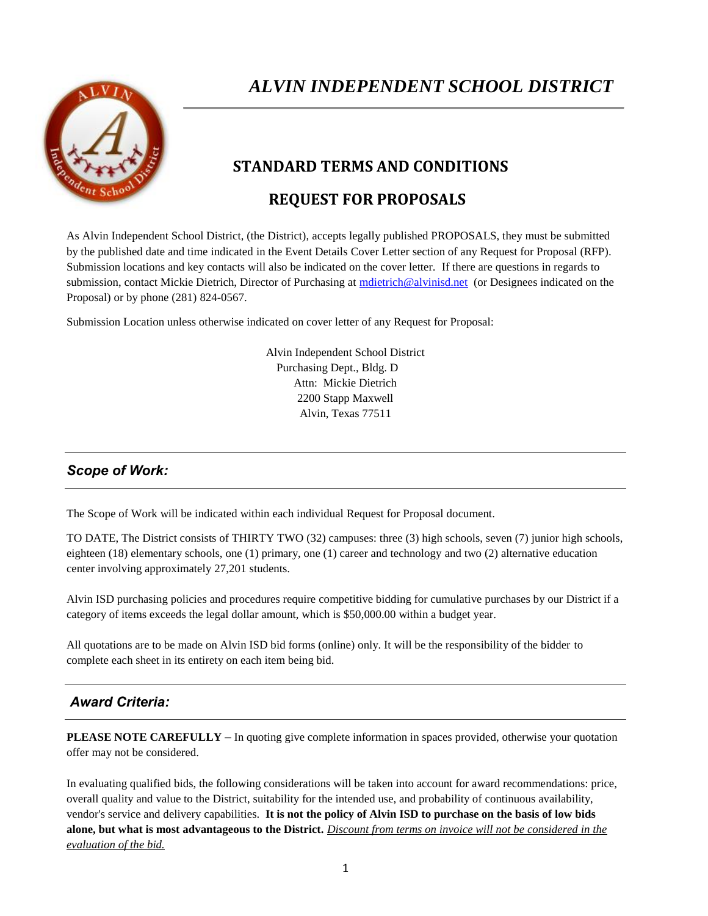# *ALVIN INDEPENDENT SCHOOL DISTRICT*

## STANDARD TERMS AND CONDITIONS

## REQUEST FOR PROPOSALS

As Alvin Independent School District, (the District), accepts legally published PROPOSALS, they must be submitted by the published date and time indicated in the Event Details Cover Letter section of any Request for Proposal (RFP). Submission locations and key contacts will also be indicated on the cover letter. If there are questions in regards to submission, contact Mickie Dietrich, Director of Purchasing at mdietrich@alvinisd.net (or Designees indicated on the Proposal) or by phone (281) 824-0567.

Submission Location unless otherwise indicated on cover letter of any Request for Proposal:

Alvin Independent School District
Purchasing Dept., Bldg. D
Attn: Mickie Dietrich
2200 Stapp Maxwell
Alvin, Texas 77511

### *Scope of Work:*

The Scope of Work will be indicated within each individual Request for Proposal document.

TO DATE, The District consists of THIRTY TWO (32) campuses: three (3) high schools, seven (7) junior high schools, eighteen (18) elementary schools, one (1) primary, one (1) career and technology and two (2) alternative education center involving approximately 27,201 students.

Alvin ISD purchasing policies and procedures require competitive bidding for cumulative purchases by our District if a category of items exceeds the legal dollar amount, which is $50,000.00 within a budget year.

All quotations are to be made on Alvin ISD bid forms (online) only. It will be the responsibility of the bidder to complete each sheet in its entirety on each item being bid.

### *Award Criteria:*

**PLEASE NOTE CAREFULLY** – In quoting give complete information in spaces provided, otherwise your quotation offer may not be considered.

In evaluating qualified bids, the following considerations will be taken into account for award recommendations: price, overall quality and value to the District, suitability for the intended use, and probability of continuous availability, vendor's service and delivery capabilities. **It is not the policy of Alvin ISD to purchase on the basis of low bids alone, but what is most advantageous to the District.** *Discount from terms on invoice will not be considered in the evaluation of the bid.*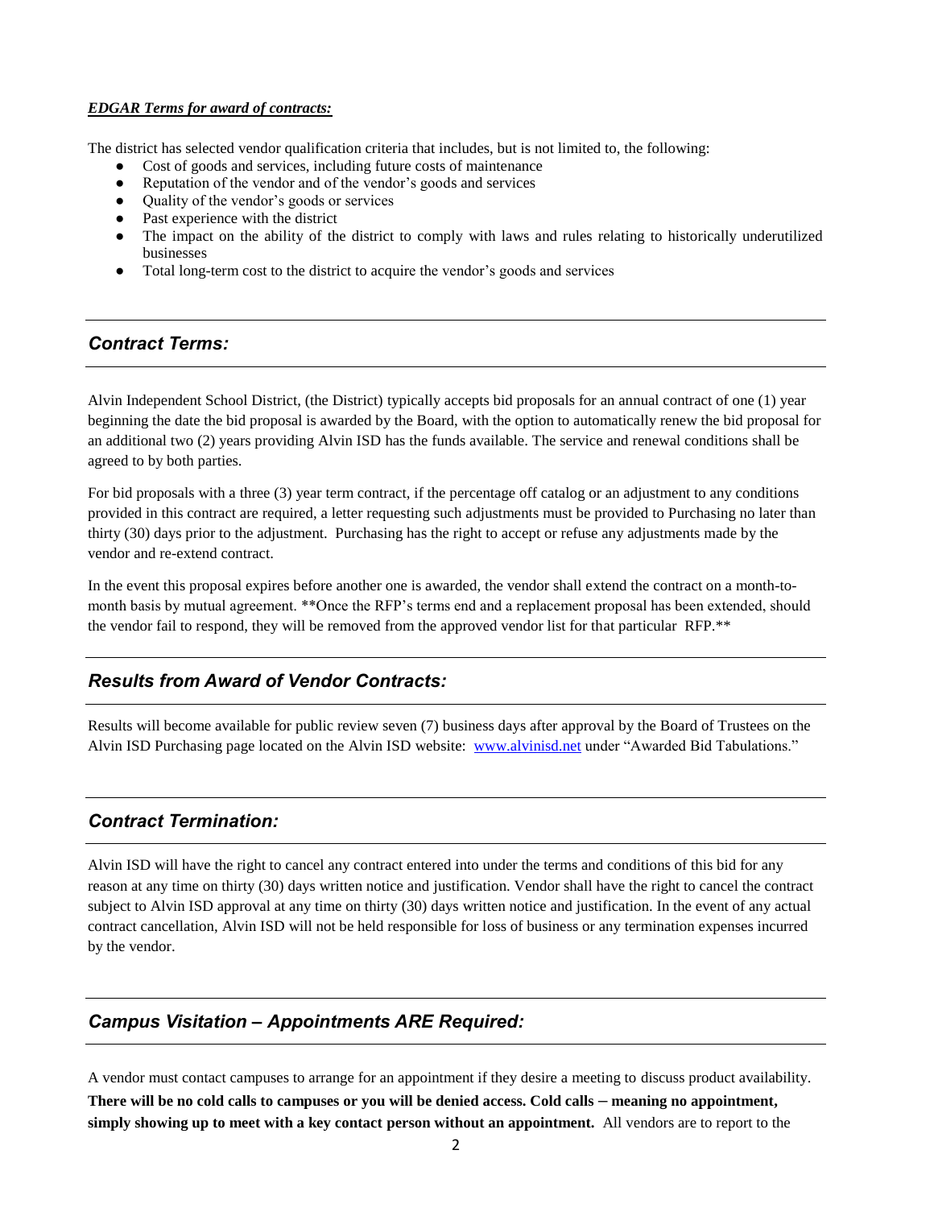***EDGAR Terms for award of contracts:***

The district has selected vendor qualification criteria that includes, but is not limited to, the following:

- Cost of goods and services, including future costs of maintenance
- Reputation of the vendor and of the vendor's goods and services
- Quality of the vendor's goods or services
- Past experience with the district
- The impact on the ability of the district to comply with laws and rules relating to historically underutilized businesses
- Total long-term cost to the district to acquire the vendor's goods and services

## *Contract Terms:*

Alvin Independent School District, (the District) typically accepts bid proposals for an annual contract of one (1) year beginning the date the bid proposal is awarded by the Board, with the option to automatically renew the bid proposal for an additional two (2) years providing Alvin ISD has the funds available. The service and renewal conditions shall be agreed to by both parties.

For bid proposals with a three (3) year term contract, if the percentage off catalog or an adjustment to any conditions provided in this contract are required, a letter requesting such adjustments must be provided to Purchasing no later than thirty (30) days prior to the adjustment. Purchasing has the right to accept or refuse any adjustments made by the vendor and re-extend contract.

In the event this proposal expires before another one is awarded, the vendor shall extend the contract on a month-to-month basis by mutual agreement. **Once the RFP's terms end and a replacement proposal has been extended, should the vendor fail to respond, they will be removed from the approved vendor list for that particular RFP.**

## *Results from Award of Vendor Contracts:*

Results will become available for public review seven (7) business days after approval by the Board of Trustees on the Alvin ISD Purchasing page located on the Alvin ISD website: [www.alvinisd.net](www.alvinisd.net) under "Awarded Bid Tabulations."

## *Contract Termination:*

Alvin ISD will have the right to cancel any contract entered into under the terms and conditions of this bid for any reason at any time on thirty (30) days written notice and justification. Vendor shall have the right to cancel the contract subject to Alvin ISD approval at any time on thirty (30) days written notice and justification. In the event of any actual contract cancellation, Alvin ISD will not be held responsible for loss of business or any termination expenses incurred by the vendor.

## *Campus Visitation – Appointments ARE Required:*

A vendor must contact campuses to arrange for an appointment if they desire a meeting to discuss product availability. **There will be no cold calls to campuses or you will be denied access. Cold calls – meaning no appointment, simply showing up to meet with a key contact person without an appointment.** All vendors are to report to the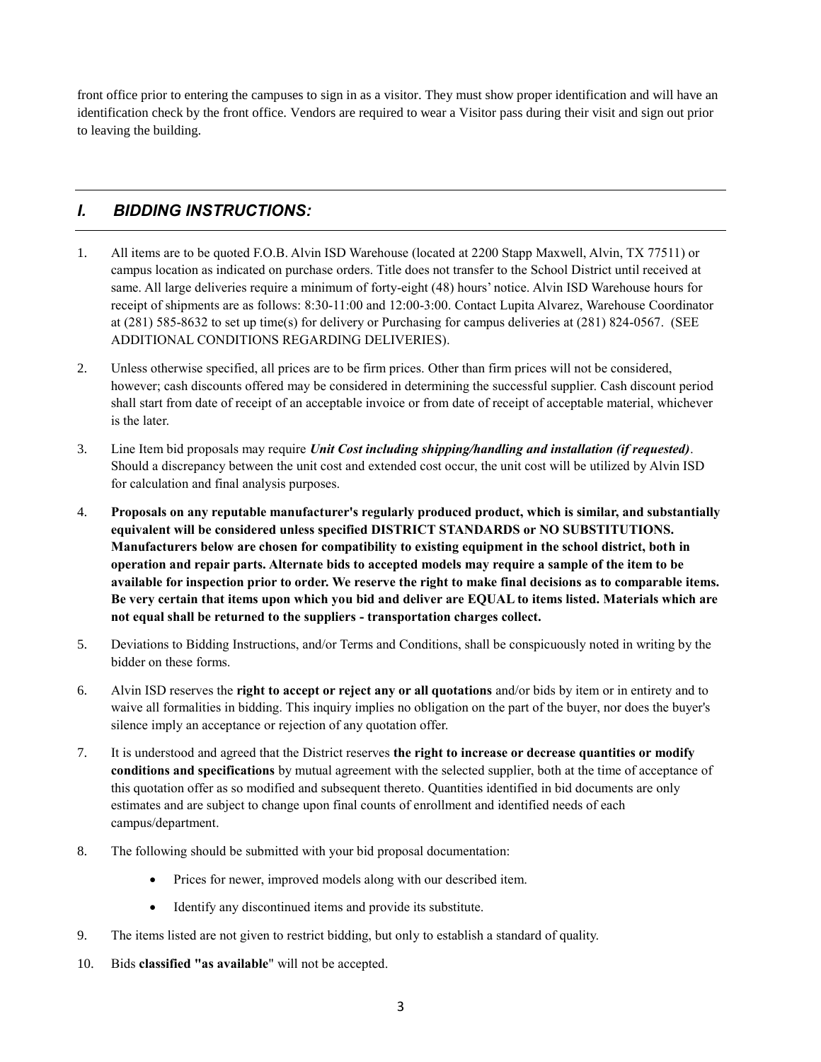front office prior to entering the campuses to sign in as a visitor. They must show proper identification and will have an identification check by the front office. Vendors are required to wear a Visitor pass during their visit and sign out prior to leaving the building.

## *I. BIDDING INSTRUCTIONS:*

1. All items are to be quoted F.O.B. Alvin ISD Warehouse (located at 2200 Stapp Maxwell, Alvin, TX 77511) or campus location as indicated on purchase orders. Title does not transfer to the School District until received at same. All large deliveries require a minimum of forty-eight (48) hours' notice. Alvin ISD Warehouse hours for receipt of shipments are as follows: 8:30-11:00 and 12:00-3:00. Contact Lupita Alvarez, Warehouse Coordinator at (281) 585-8632 to set up time(s) for delivery or Purchasing for campus deliveries at (281) 824-0567. (SEE ADDITIONAL CONDITIONS REGARDING DELIVERIES).

2. Unless otherwise specified, all prices are to be firm prices. Other than firm prices will not be considered, however; cash discounts offered may be considered in determining the successful supplier. Cash discount period shall start from date of receipt of an acceptable invoice or from date of receipt of acceptable material, whichever is the later.

3. Line Item bid proposals may require ***Unit Cost including shipping/handling and installation (if requested)***. Should a discrepancy between the unit cost and extended cost occur, the unit cost will be utilized by Alvin ISD for calculation and final analysis purposes.

4. **Proposals on any reputable manufacturer's regularly produced product, which is similar, and substantially equivalent will be considered unless specified DISTRICT STANDARDS or NO SUBSTITUTIONS. Manufacturers below are chosen for compatibility to existing equipment in the school district, both in operation and repair parts. Alternate bids to accepted models may require a sample of the item to be available for inspection prior to order. We reserve the right to make final decisions as to comparable items. Be very certain that items upon which you bid and deliver are EQUAL to items listed. Materials which are not equal shall be returned to the suppliers - transportation charges collect.**

5. Deviations to Bidding Instructions, and/or Terms and Conditions, shall be conspicuously noted in writing by the bidder on these forms.

6. Alvin ISD reserves the **right to accept or reject any or all quotations** and/or bids by item or in entirety and to waive all formalities in bidding. This inquiry implies no obligation on the part of the buyer, nor does the buyer's silence imply an acceptance or rejection of any quotation offer.

7. It is understood and agreed that the District reserves **the right to increase or decrease quantities or modify conditions and specifications** by mutual agreement with the selected supplier, both at the time of acceptance of this quotation offer as so modified and subsequent thereto. Quantities identified in bid documents are only estimates and are subject to change upon final counts of enrollment and identified needs of each campus/department.

8. The following should be submitted with your bid proposal documentation:

   - Prices for newer, improved models along with our described item.
   - Identify any discontinued items and provide its substitute.

9. The items listed are not given to restrict bidding, but only to establish a standard of quality.

10. Bids **classified "as available**" will not be accepted.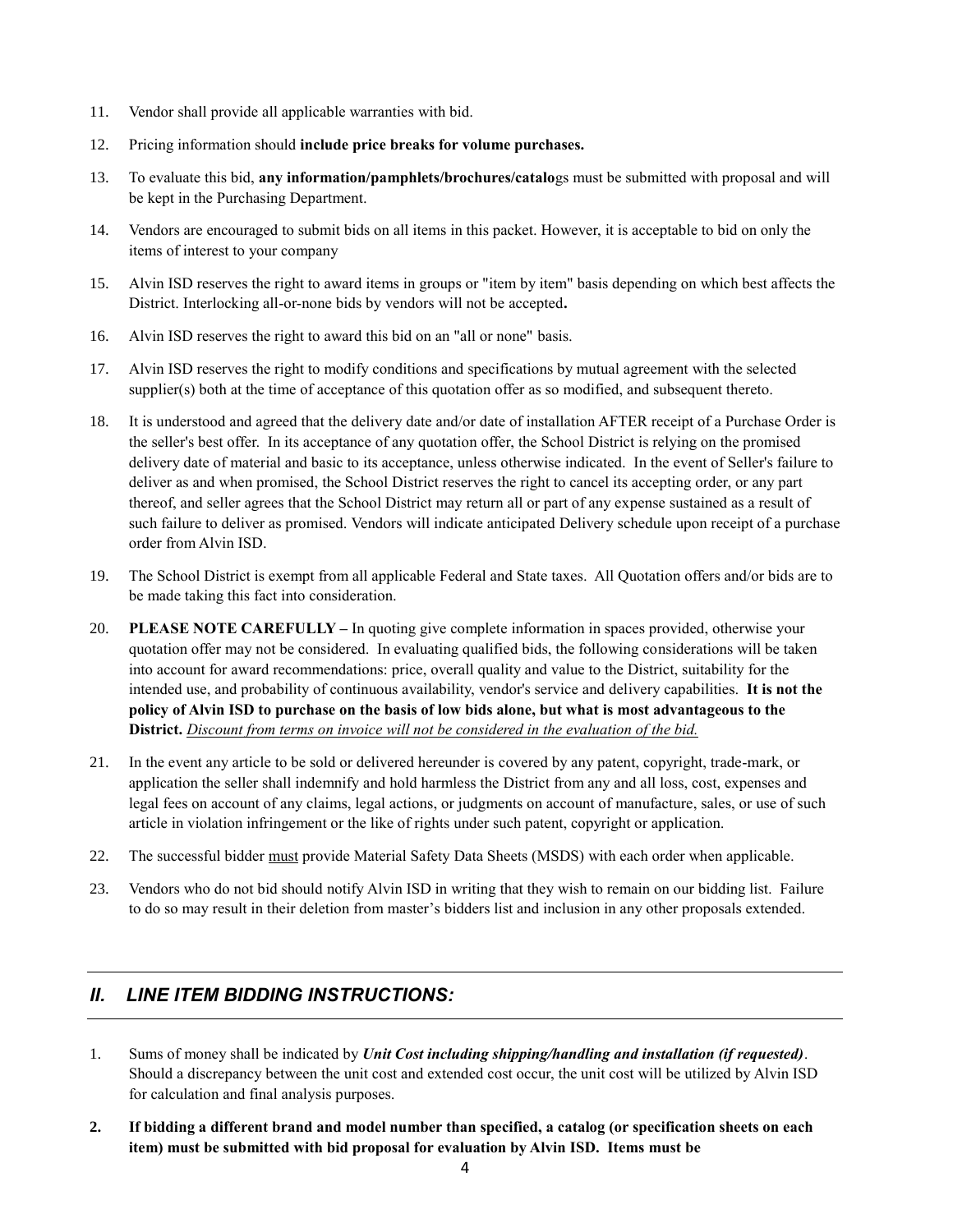11. Vendor shall provide all applicable warranties with bid.

12. Pricing information should **include price breaks for volume purchases.**

13. To evaluate this bid, **any information/pamphlets/brochures/catalo**gs must be submitted with proposal and will be kept in the Purchasing Department.

14. Vendors are encouraged to submit bids on all items in this packet. However, it is acceptable to bid on only the items of interest to your company

15. Alvin ISD reserves the right to award items in groups or "item by item" basis depending on which best affects the District. Interlocking all-or-none bids by vendors will not be accepted**.**

16. Alvin ISD reserves the right to award this bid on an "all or none" basis.

17. Alvin ISD reserves the right to modify conditions and specifications by mutual agreement with the selected supplier(s) both at the time of acceptance of this quotation offer as so modified, and subsequent thereto.

18. It is understood and agreed that the delivery date and/or date of installation AFTER receipt of a Purchase Order is the seller's best offer. In its acceptance of any quotation offer, the School District is relying on the promised delivery date of material and basic to its acceptance, unless otherwise indicated. In the event of Seller's failure to deliver as and when promised, the School District reserves the right to cancel its accepting order, or any part thereof, and seller agrees that the School District may return all or part of any expense sustained as a result of such failure to deliver as promised. Vendors will indicate anticipated Delivery schedule upon receipt of a purchase order from Alvin ISD.

19. The School District is exempt from all applicable Federal and State taxes. All Quotation offers and/or bids are to be made taking this fact into consideration.

20. **PLEASE NOTE CAREFULLY –** In quoting give complete information in spaces provided, otherwise your quotation offer may not be considered. In evaluating qualified bids, the following considerations will be taken into account for award recommendations: price, overall quality and value to the District, suitability for the intended use, and probability of continuous availability, vendor's service and delivery capabilities. **It is not the policy of Alvin ISD to purchase on the basis of low bids alone, but what is most advantageous to the District.** <u>*Discount from terms on invoice will not be considered in the evaluation of the bid.*</u>

21. In the event any article to be sold or delivered hereunder is covered by any patent, copyright, trade-mark, or application the seller shall indemnify and hold harmless the District from any and all loss, cost, expenses and legal fees on account of any claims, legal actions, or judgments on account of manufacture, sales, or use of such article in violation infringement or the like of rights under such patent, copyright or application.

22. The successful bidder <u>must</u> provide Material Safety Data Sheets (MSDS) with each order when applicable.

23. Vendors who do not bid should notify Alvin ISD in writing that they wish to remain on our bidding list. Failure to do so may result in their deletion from master's bidders list and inclusion in any other proposals extended.

## *II. LINE ITEM BIDDING INSTRUCTIONS:*

1. Sums of money shall be indicated by ***Unit Cost including shipping/handling and installation (if requested)***. Should a discrepancy between the unit cost and extended cost occur, the unit cost will be utilized by Alvin ISD for calculation and final analysis purposes.

2. **If bidding a different brand and model number than specified, a catalog (or specification sheets on each item) must be submitted with bid proposal for evaluation by Alvin ISD. Items must be**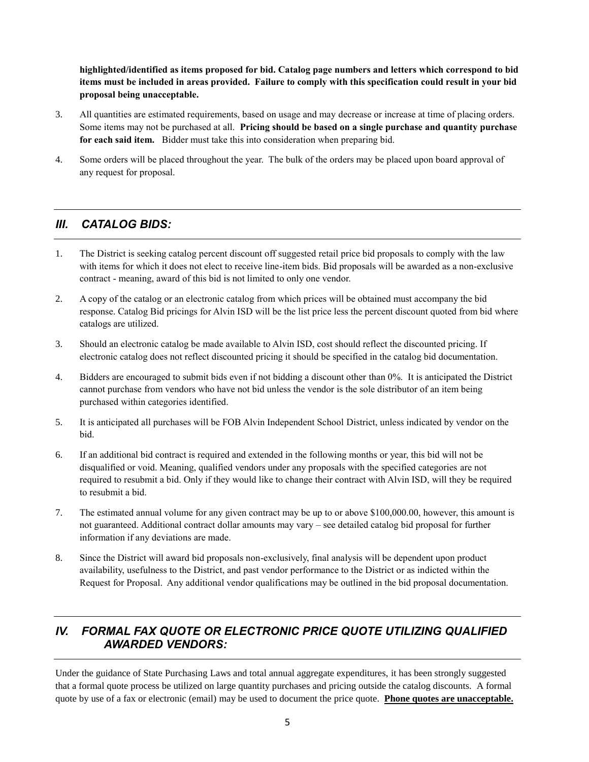**highlighted/identified as items proposed for bid. Catalog page numbers and letters which correspond to bid items must be included in areas provided. Failure to comply with this specification could result in your bid proposal being unacceptable.**

3. All quantities are estimated requirements, based on usage and may decrease or increase at time of placing orders. Some items may not be purchased at all. **Pricing should be based on a single purchase and quantity purchase for each said item.** Bidder must take this into consideration when preparing bid.

4. Some orders will be placed throughout the year. The bulk of the orders may be placed upon board approval of any request for proposal.

## *III. CATALOG BIDS:*

1. The District is seeking catalog percent discount off suggested retail price bid proposals to comply with the law with items for which it does not elect to receive line-item bids. Bid proposals will be awarded as a non-exclusive contract - meaning, award of this bid is not limited to only one vendor.

2. A copy of the catalog or an electronic catalog from which prices will be obtained must accompany the bid response. Catalog Bid pricings for Alvin ISD will be the list price less the percent discount quoted from bid where catalogs are utilized.

3. Should an electronic catalog be made available to Alvin ISD, cost should reflect the discounted pricing. If electronic catalog does not reflect discounted pricing it should be specified in the catalog bid documentation.

4. Bidders are encouraged to submit bids even if not bidding a discount other than 0%. It is anticipated the District cannot purchase from vendors who have not bid unless the vendor is the sole distributor of an item being purchased within categories identified.

5. It is anticipated all purchases will be FOB Alvin Independent School District, unless indicated by vendor on the bid.

6. If an additional bid contract is required and extended in the following months or year, this bid will not be disqualified or void. Meaning, qualified vendors under any proposals with the specified categories are not required to resubmit a bid. Only if they would like to change their contract with Alvin ISD, will they be required to resubmit a bid.

7. The estimated annual volume for any given contract may be up to or above $100,000.00, however, this amount is not guaranteed. Additional contract dollar amounts may vary – see detailed catalog bid proposal for further information if any deviations are made.

8. Since the District will award bid proposals non-exclusively, final analysis will be dependent upon product availability, usefulness to the District, and past vendor performance to the District or as indicted within the Request for Proposal. Any additional vendor qualifications may be outlined in the bid proposal documentation.

## *IV. FORMAL FAX QUOTE OR ELECTRONIC PRICE QUOTE UTILIZING QUALIFIED AWARDED VENDORS:*

Under the guidance of State Purchasing Laws and total annual aggregate expenditures, it has been strongly suggested that a formal quote process be utilized on large quantity purchases and pricing outside the catalog discounts. A formal quote by use of a fax or electronic (email) may be used to document the price quote. **Phone quotes are unacceptable.**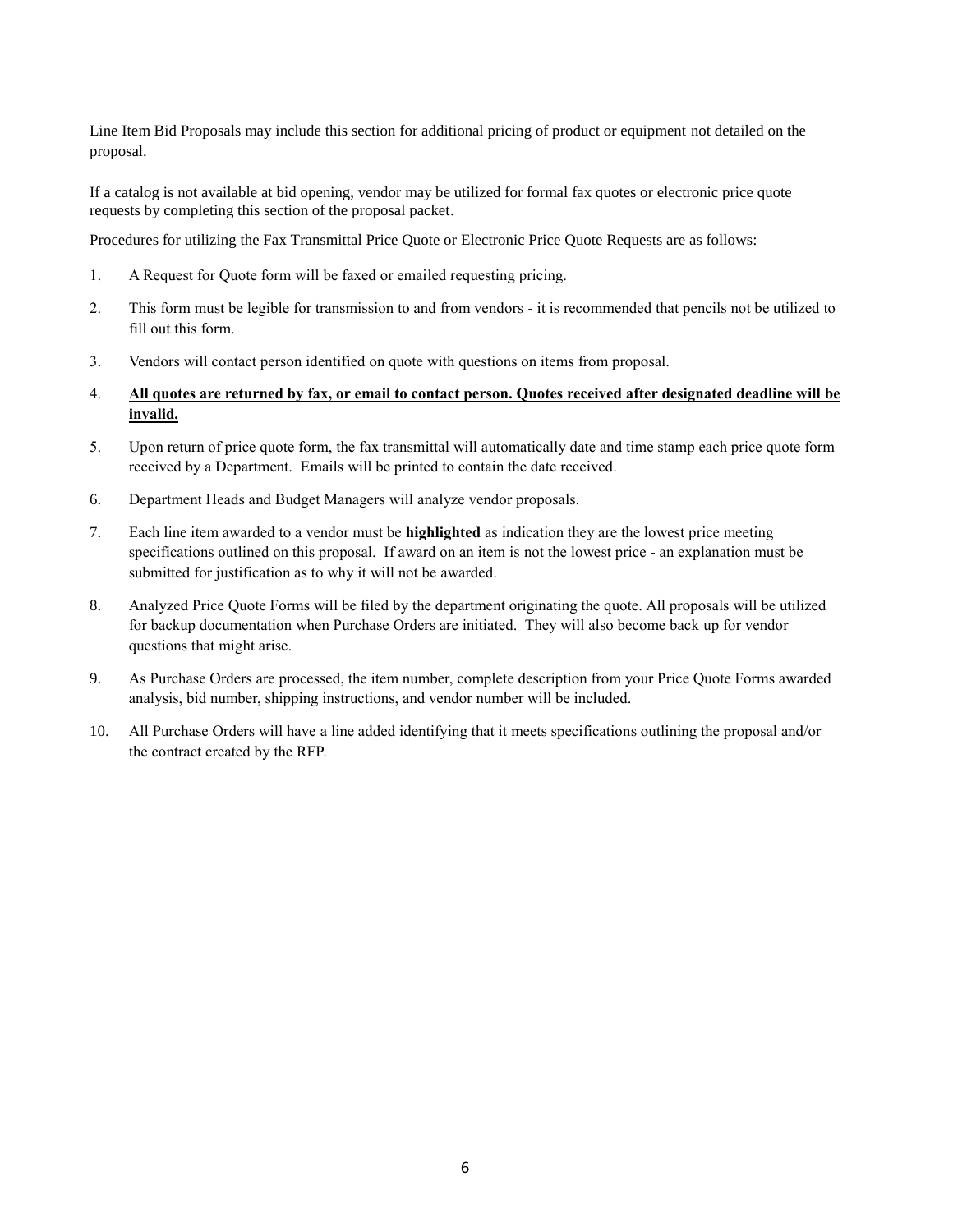Line Item Bid Proposals may include this section for additional pricing of product or equipment not detailed on the proposal.

If a catalog is not available at bid opening, vendor may be utilized for formal fax quotes or electronic price quote requests by completing this section of the proposal packet.

Procedures for utilizing the Fax Transmittal Price Quote or Electronic Price Quote Requests are as follows:

1. A Request for Quote form will be faxed or emailed requesting pricing.
2. This form must be legible for transmission to and from vendors - it is recommended that pencils not be utilized to fill out this form.
3. Vendors will contact person identified on quote with questions on items from proposal.
4. **<u>All quotes are returned by fax, or email to contact person. Quotes received after designated deadline will be invalid.</u>**
5. Upon return of price quote form, the fax transmittal will automatically date and time stamp each price quote form received by a Department. Emails will be printed to contain the date received.
6. Department Heads and Budget Managers will analyze vendor proposals.
7. Each line item awarded to a vendor must be **highlighted** as indication they are the lowest price meeting specifications outlined on this proposal. If award on an item is not the lowest price - an explanation must be submitted for justification as to why it will not be awarded.
8. Analyzed Price Quote Forms will be filed by the department originating the quote. All proposals will be utilized for backup documentation when Purchase Orders are initiated. They will also become back up for vendor questions that might arise.
9. As Purchase Orders are processed, the item number, complete description from your Price Quote Forms awarded analysis, bid number, shipping instructions, and vendor number will be included.
10. All Purchase Orders will have a line added identifying that it meets specifications outlining the proposal and/or the contract created by the RFP.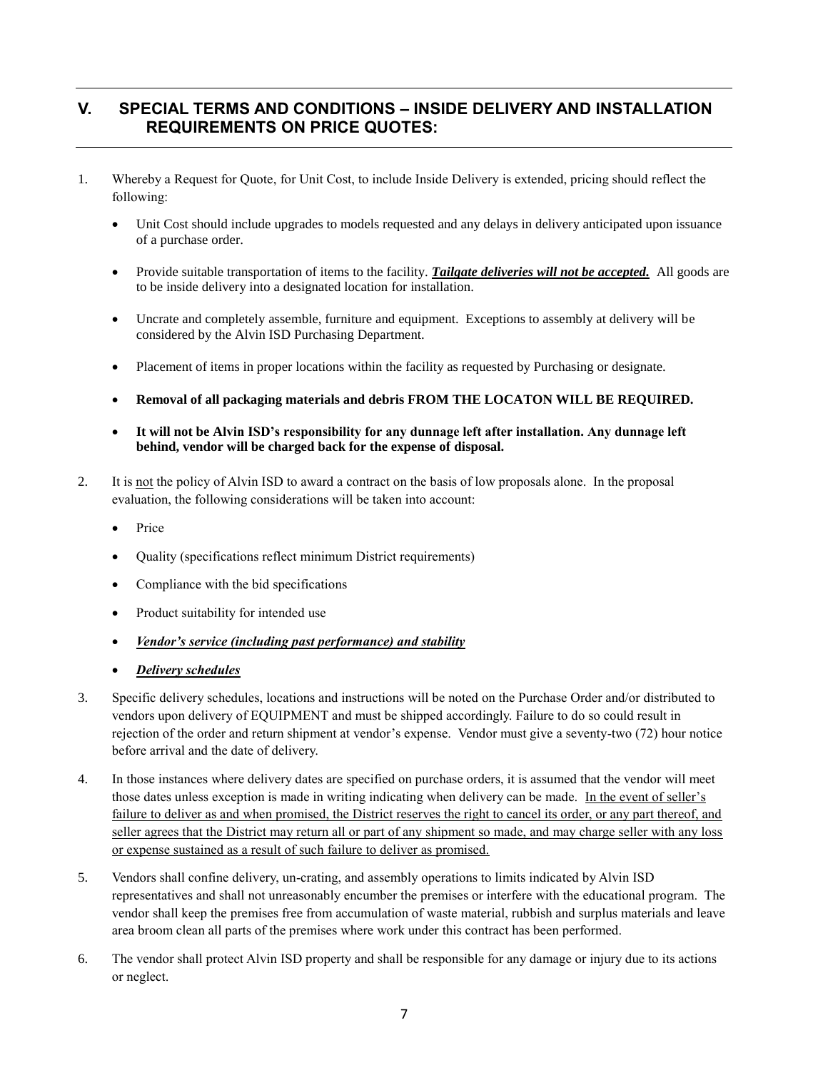## V. SPECIAL TERMS AND CONDITIONS – INSIDE DELIVERY AND INSTALLATION REQUIREMENTS ON PRICE QUOTES:

1. Whereby a Request for Quote, for Unit Cost, to include Inside Delivery is extended, pricing should reflect the following:

   - Unit Cost should include upgrades to models requested and any delays in delivery anticipated upon issuance of a purchase order.
   - Provide suitable transportation of items to the facility. <u>***Tailgate deliveries will not be accepted.***</u> All goods are to be inside delivery into a designated location for installation.
   - Uncrate and completely assemble, furniture and equipment. Exceptions to assembly at delivery will be considered by the Alvin ISD Purchasing Department.
   - Placement of items in proper locations within the facility as requested by Purchasing or designate.
   - **Removal of all packaging materials and debris FROM THE LOCATON WILL BE REQUIRED.**
   - **It will not be Alvin ISD's responsibility for any dunnage left after installation. Any dunnage left behind, vendor will be charged back for the expense of disposal.**

2. It is <u>not</u> the policy of Alvin ISD to award a contract on the basis of low proposals alone. In the proposal evaluation, the following considerations will be taken into account:

   - Price
   - Quality (specifications reflect minimum District requirements)
   - Compliance with the bid specifications
   - Product suitability for intended use
   - <u>***Vendor's service (including past performance) and stability***</u>
   - <u>***Delivery schedules***</u>

3. Specific delivery schedules, locations and instructions will be noted on the Purchase Order and/or distributed to vendors upon delivery of EQUIPMENT and must be shipped accordingly. Failure to do so could result in rejection of the order and return shipment at vendor's expense. Vendor must give a seventy-two (72) hour notice before arrival and the date of delivery.

4. In those instances where delivery dates are specified on purchase orders, it is assumed that the vendor will meet those dates unless exception is made in writing indicating when delivery can be made. <u>In the event of seller's failure to deliver as and when promised, the District reserves the right to cancel its order, or any part thereof, and seller agrees that the District may return all or part of any shipment so made, and may charge seller with any loss or expense sustained as a result of such failure to deliver as promised.</u>

5. Vendors shall confine delivery, un-crating, and assembly operations to limits indicated by Alvin ISD representatives and shall not unreasonably encumber the premises or interfere with the educational program. The vendor shall keep the premises free from accumulation of waste material, rubbish and surplus materials and leave area broom clean all parts of the premises where work under this contract has been performed.

6. The vendor shall protect Alvin ISD property and shall be responsible for any damage or injury due to its actions or neglect.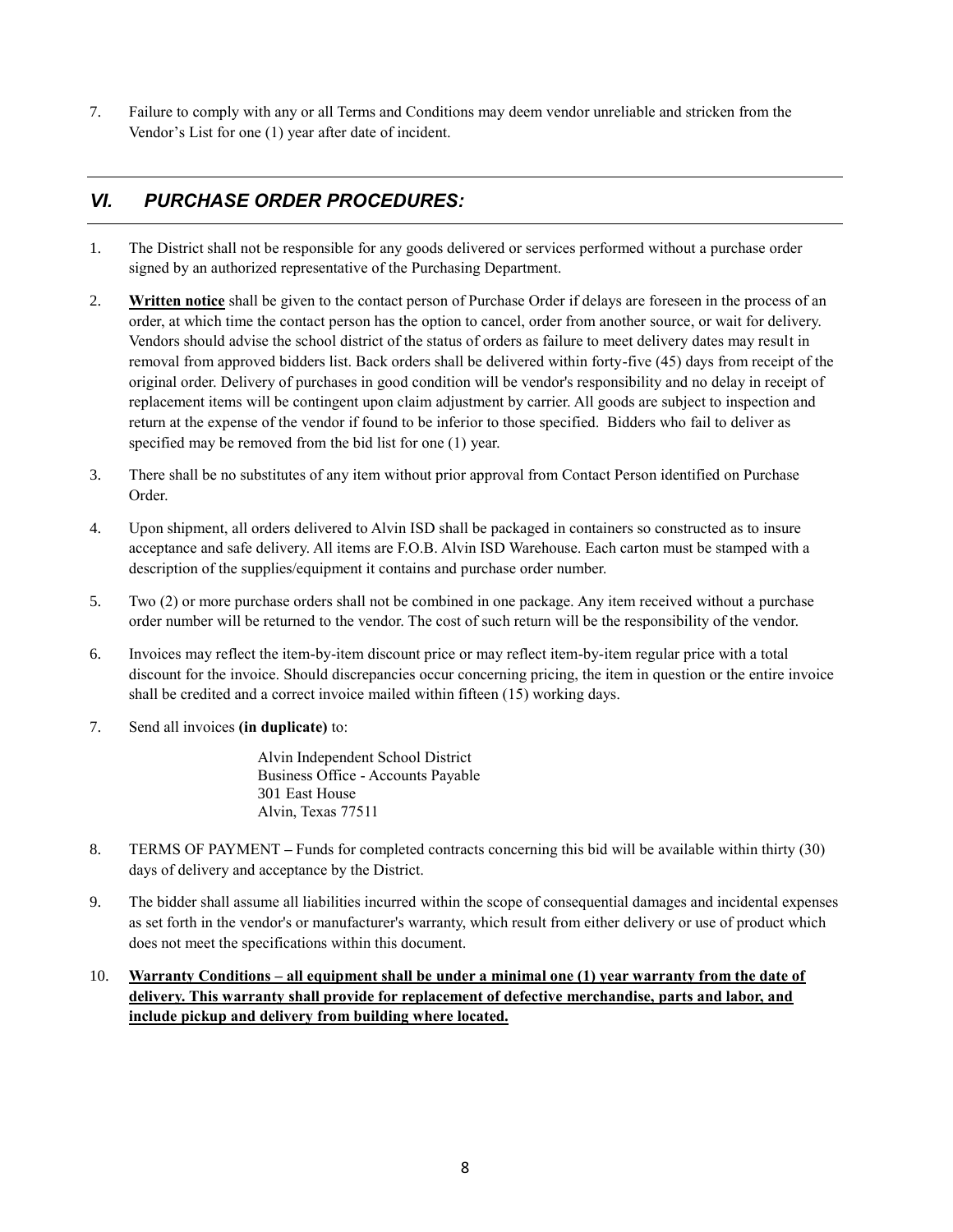7. Failure to comply with any or all Terms and Conditions may deem vendor unreliable and stricken from the Vendor's List for one (1) year after date of incident.

---

## *VI. PURCHASE ORDER PROCEDURES:*

---

1. The District shall not be responsible for any goods delivered or services performed without a purchase order signed by an authorized representative of the Purchasing Department.

2. **Written notice** shall be given to the contact person of Purchase Order if delays are foreseen in the process of an order, at which time the contact person has the option to cancel, order from another source, or wait for delivery. Vendors should advise the school district of the status of orders as failure to meet delivery dates may result in removal from approved bidders list. Back orders shall be delivered within forty-five (45) days from receipt of the original order. Delivery of purchases in good condition will be vendor's responsibility and no delay in receipt of replacement items will be contingent upon claim adjustment by carrier. All goods are subject to inspection and return at the expense of the vendor if found to be inferior to those specified. Bidders who fail to deliver as specified may be removed from the bid list for one (1) year.

3. There shall be no substitutes of any item without prior approval from Contact Person identified on Purchase Order.

4. Upon shipment, all orders delivered to Alvin ISD shall be packaged in containers so constructed as to insure acceptance and safe delivery. All items are F.O.B. Alvin ISD Warehouse. Each carton must be stamped with a description of the supplies/equipment it contains and purchase order number.

5. Two (2) or more purchase orders shall not be combined in one package. Any item received without a purchase order number will be returned to the vendor. The cost of such return will be the responsibility of the vendor.

6. Invoices may reflect the item-by-item discount price or may reflect item-by-item regular price with a total discount for the invoice. Should discrepancies occur concerning pricing, the item in question or the entire invoice shall be credited and a correct invoice mailed within fifteen (15) working days.

7. Send all invoices **(in duplicate)** to:

   Alvin Independent School District
   Business Office - Accounts Payable
   301 East House
   Alvin, Texas 77511

8. TERMS OF PAYMENT – Funds for completed contracts concerning this bid will be available within thirty (30) days of delivery and acceptance by the District.

9. The bidder shall assume all liabilities incurred within the scope of consequential damages and incidental expenses as set forth in the vendor's or manufacturer's warranty, which result from either delivery or use of product which does not meet the specifications within this document.

10. **Warranty Conditions – all equipment shall be under a minimal one (1) year warranty from the date of delivery. This warranty shall provide for replacement of defective merchandise, parts and labor, and include pickup and delivery from building where located.**